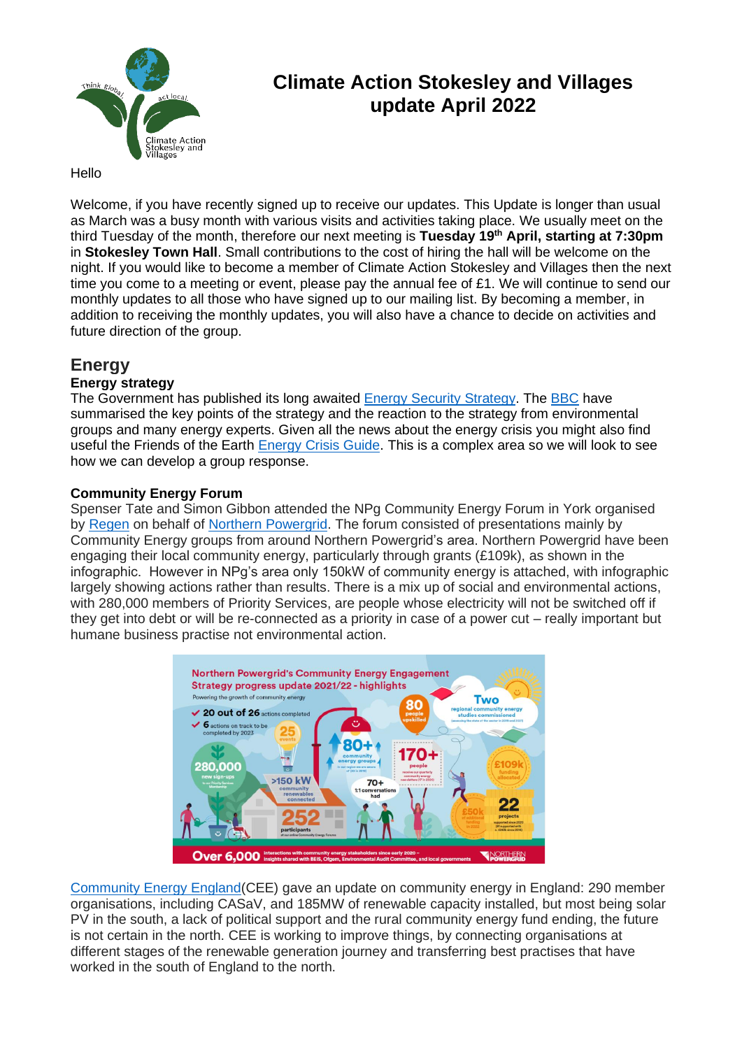# Climate Action Stokesley and Villages update April 2022

Hello

Welcome, if you have recently signed up to receive our updates. This Update is longer than usual as March was a busy month with various visits and activities taking place. We usually meet on the third Tuesday of the month, therefore our next meeting is **Tuesday 19th April, starting at 7:30pm** in **Stokesley Town Hall**. Small contributions to the cost of hiring the hall will be welcome on the night. If you would like to become a member of Climate Action Stokesley and Villages then the next time you come to a meeting or event, please pay the annual fee of £1. We will continue to send our monthly updates to all those who have signed up to our mailing list. By becoming a member, in addition to receiving the monthly updates, you will also have a chance to decide on activities and future direction of the group.

## Energy

### Energy strategy

The Government has published its long awaited Energy Security Strategy. The BBC have summarised the key points of the strategy and the reaction to the strategy from environmental groups and many energy experts. Given all the news about the energy crisis you might also find useful the Friends of the Earth Energy Crisis Guide. This is a complex area so we will look to see how we can develop a group response.

### Community Energy Forum

Spenser Tate and Simon Gibbon attended the NPg Community Energy Forum in York organised by Regen on behalf of Northern Powergrid. The forum consisted of presentations mainly by Community Energy groups from around Northern Powergrid's area. Northern Powergrid have been engaging their local community energy, particularly through grants (£109k), as shown in the infographic. However in NPg's area only 150kW of community energy is attached, with infographic largely showing actions rather than results. There is a mix up of social and environmental actions, with 280,000 members of Priority Services, are people whose electricity will not be switched off if they get into debt or will be re-connected as a priority in case of a power cut – really important but humane business practise not environmental action.

Community Energy England(CEE) gave an update on community energy in England: 290 member organisations, including CASaV, and 185MW of renewable capacity installed, but most being solar PV in the south, a lack of political support and the rural community energy fund ending, the future is not certain in the north. CEE is working to improve things, by connecting organisations at different stages of the renewable generation journey and transferring best practises that have worked in the south of England to the north.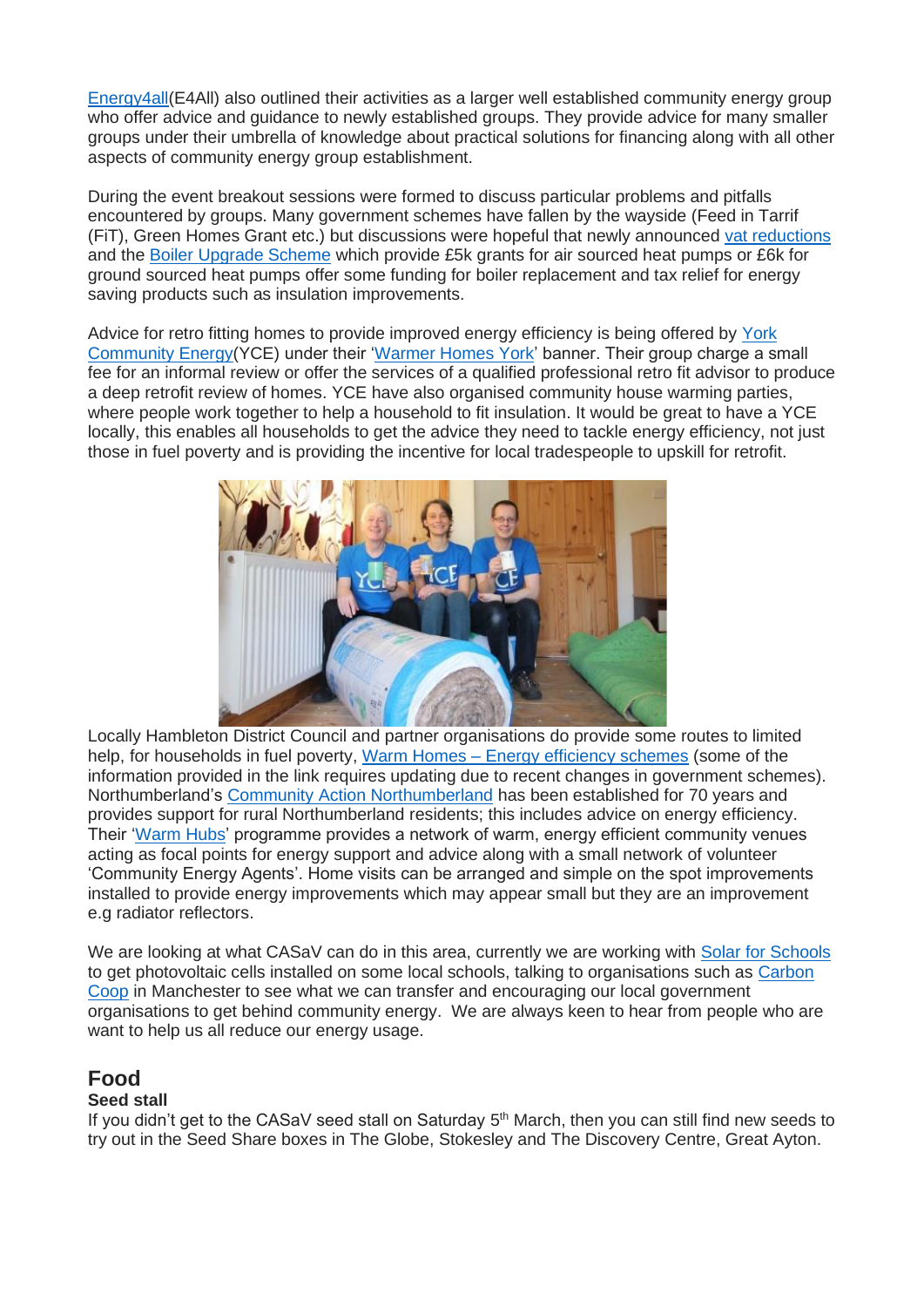Energy4all(E4All) also outlined their activities as a larger well established community energy group who offer advice and guidance to newly established groups. They provide advice for many smaller groups under their umbrella of knowledge about practical solutions for financing along with all other aspects of community energy group establishment.

During the event breakout sessions were formed to discuss particular problems and pitfalls encountered by groups. Many government schemes have fallen by the wayside (Feed in Tarrif (FiT), Green Homes Grant etc.) but discussions were hopeful that newly announced vat reductions and the Boiler Upgrade Scheme which provide £5k grants for air sourced heat pumps or £6k for ground sourced heat pumps offer some funding for boiler replacement and tax relief for energy saving products such as insulation improvements.

Advice for retro fitting homes to provide improved energy efficiency is being offered by York Community Energy(YCE) under their 'Warmer Homes York' banner. Their group charge a small fee for an informal review or offer the services of a qualified professional retro fit advisor to produce a deep retrofit review of homes. YCE have also organised community house warming parties, where people work together to help a household to fit insulation. It would be great to have a YCE locally, this enables all households to get the advice they need to tackle energy efficiency, not just those in fuel poverty and is providing the incentive for local tradespeople to upskill for retrofit.

Locally Hambleton District Council and partner organisations do provide some routes to limited help, for households in fuel poverty, Warm Homes – Energy efficiency schemes (some of the information provided in the link requires updating due to recent changes in government schemes). Northumberland's Community Action Northumberland has been established for 70 years and provides support for rural Northumberland residents; this includes advice on energy efficiency. Their 'Warm Hubs' programme provides a network of warm, energy efficient community venues acting as focal points for energy support and advice along with a small network of volunteer 'Community Energy Agents'. Home visits can be arranged and simple on the spot improvements installed to provide energy improvements which may appear small but they are an improvement e.g radiator reflectors.

We are looking at what CASaV can do in this area, currently we are working with Solar for Schools to get photovoltaic cells installed on some local schools, talking to organisations such as Carbon Coop in Manchester to see what we can transfer and encouraging our local government organisations to get behind community energy. We are always keen to hear from people who are want to help us all reduce our energy usage.

## Food

**Seed stall**

If you didn't get to the CASaV seed stall on Saturday 5th March, then you can still find new seeds to try out in the Seed Share boxes in The Globe, Stokesley and The Discovery Centre, Great Ayton.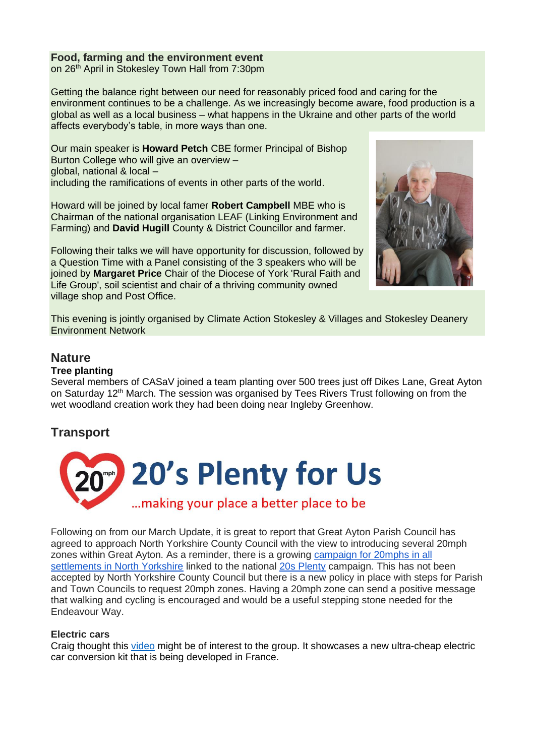**Food, farming and the environment event**
on 26th April in Stokesley Town Hall from 7:30pm

Getting the balance right between our need for reasonably priced food and caring for the environment continues to be a challenge. As we increasingly become aware, food production is a global as well as a local business – what happens in the Ukraine and other parts of the world affects everybody's table, in more ways than one.

Our main speaker is **Howard Petch** CBE former Principal of Bishop Burton College who will give an overview –
global, national & local –
including the ramifications of events in other parts of the world.

Howard will be joined by local famer **Robert Campbell** MBE who is Chairman of the national organisation LEAF (Linking Environment and Farming) and **David Hugill** County & District Councillor and farmer.

Following their talks we will have opportunity for discussion, followed by a Question Time with a Panel consisting of the 3 speakers who will be joined by **Margaret Price** Chair of the Diocese of York 'Rural Faith and Life Group', soil scientist and chair of a thriving community owned village shop and Post Office.

This evening is jointly organised by Climate Action Stokesley & Villages and Stokesley Deanery Environment Network

## Nature

**Tree planting**
Several members of CASaV joined a team planting over 500 trees just off Dikes Lane, Great Ayton on Saturday 12th March. The session was organised by Tees Rivers Trust following on from the wet woodland creation work they had been doing near Ingleby Greenhow.

## Transport

20's Plenty for Us
…making your place a better place to be

Following on from our March Update, it is great to report that Great Ayton Parish Council has agreed to approach North Yorkshire County Council with the view to introducing several 20mph zones within Great Ayton. As a reminder, there is a growing campaign for 20mphs in all settlements in North Yorkshire linked to the national 20s Plenty campaign. This has not been accepted by North Yorkshire County Council but there is a new policy in place with steps for Parish and Town Councils to request 20mph zones. Having a 20mph zone can send a positive message that walking and cycling is encouraged and would be a useful stepping stone needed for the Endeavour Way.

**Electric cars**
Craig thought this video might be of interest to the group. It showcases a new ultra-cheap electric car conversion kit that is being developed in France.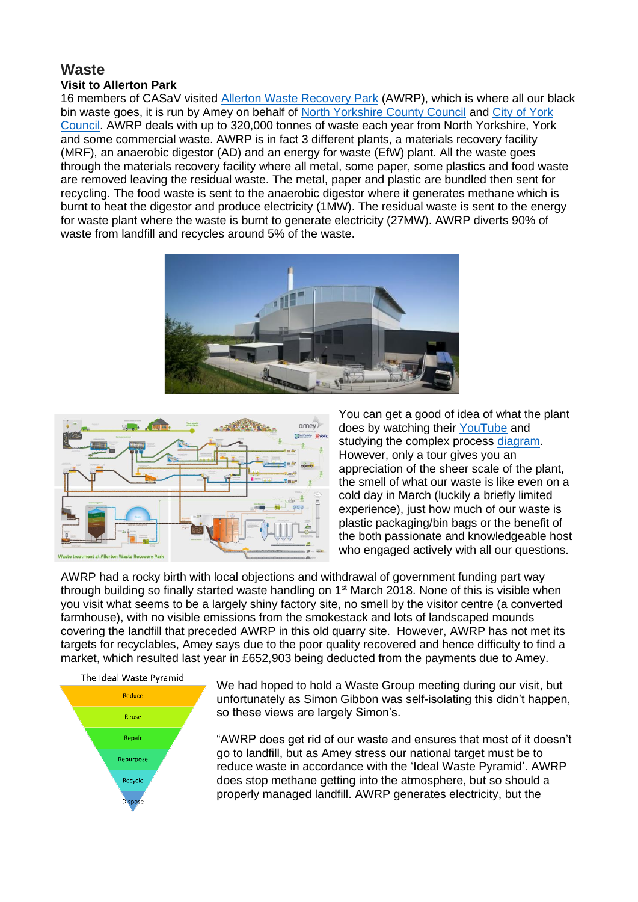# Waste

### Visit to Allerton Park

16 members of CASaV visited Allerton Waste Recovery Park (AWRP), which is where all our black bin waste goes, it is run by Amey on behalf of North Yorkshire County Council and City of York Council. AWRP deals with up to 320,000 tonnes of waste each year from North Yorkshire, York and some commercial waste. AWRP is in fact 3 different plants, a materials recovery facility (MRF), an anaerobic digestor (AD) and an energy for waste (EfW) plant. All the waste goes through the materials recovery facility where all metal, some paper, some plastics and food waste are removed leaving the residual waste. The metal, paper and plastic are bundled then sent for recycling. The food waste is sent to the anaerobic digestor where it generates methane which is burnt to heat the digestor and produce electricity (1MW). The residual waste is sent to the energy for waste plant where the waste is burnt to generate electricity (27MW). AWRP diverts 90% of waste from landfill and recycles around 5% of the waste.

Waste treatment at Allerton Waste Recovery Park

You can get a good of idea of what the plant does by watching their YouTube and studying the complex process diagram. However, only a tour gives you an appreciation of the sheer scale of the plant, the smell of what our waste is like even on a cold day in March (luckily a briefly limited experience), just how much of our waste is plastic packaging/bin bags or the benefit of the both passionate and knowledgeable host who engaged actively with all our questions.

AWRP had a rocky birth with local objections and withdrawal of government funding part way through building so finally started waste handling on 1st March 2018. None of this is visible when you visit what seems to be a largely shiny factory site, no smell by the visitor centre (a converted farmhouse), with no visible emissions from the smokestack and lots of landscaped mounds covering the landfill that preceded AWRP in this old quarry site. However, AWRP has not met its targets for recyclables, Amey says due to the poor quality recovered and hence difficulty to find a market, which resulted last year in £652,903 being deducted from the payments due to Amey.

The Ideal Waste Pyramid

- Reduce
- Reuse
- Repair
- Repurpose
- Recycle
- Dispose

We had hoped to hold a Waste Group meeting during our visit, but unfortunately as Simon Gibbon was self-isolating this didn't happen, so these views are largely Simon's.

"AWRP does get rid of our waste and ensures that most of it doesn't go to landfill, but as Amey stress our national target must be to reduce waste in accordance with the 'Ideal Waste Pyramid'. AWRP does stop methane getting into the atmosphere, but so should a properly managed landfill. AWRP generates electricity, but the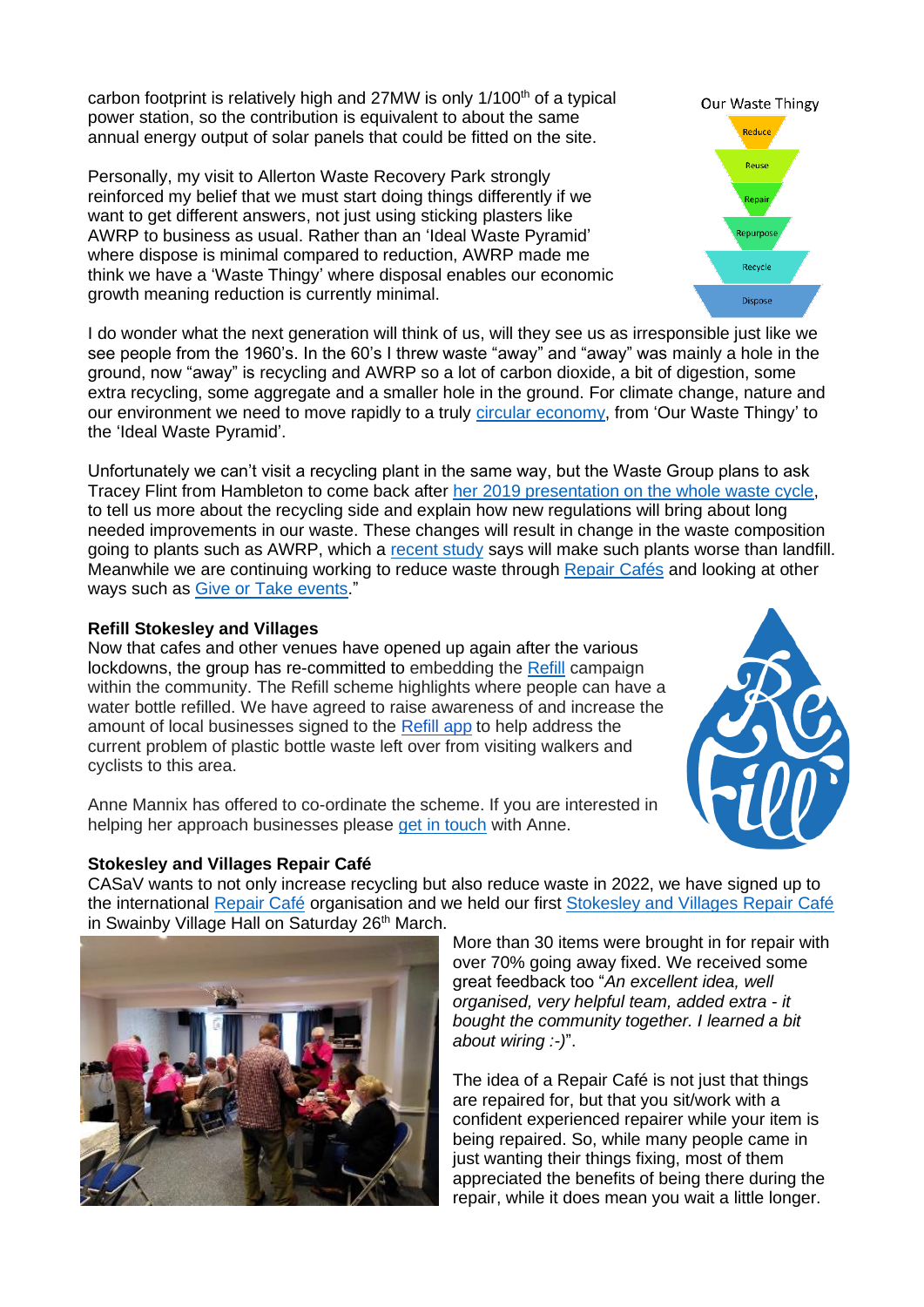carbon footprint is relatively high and 27MW is only 1/100th of a typical power station, so the contribution is equivalent to about the same annual energy output of solar panels that could be fitted on the site.

Personally, my visit to Allerton Waste Recovery Park strongly reinforced my belief that we must start doing things differently if we want to get different answers, not just using sticking plasters like AWRP to business as usual. Rather than an 'Ideal Waste Pyramid' where dispose is minimal compared to reduction, AWRP made me think we have a 'Waste Thingy' where disposal enables our economic growth meaning reduction is currently minimal.

I do wonder what the next generation will think of us, will they see us as irresponsible just like we see people from the 1960's. In the 60's I threw waste "away" and "away" was mainly a hole in the ground, now "away" is recycling and AWRP so a lot of carbon dioxide, a bit of digestion, some extra recycling, some aggregate and a smaller hole in the ground. For climate change, nature and our environment we need to move rapidly to a truly circular economy, from 'Our Waste Thingy' to the 'Ideal Waste Pyramid'.

Unfortunately we can't visit a recycling plant in the same way, but the Waste Group plans to ask Tracey Flint from Hambleton to come back after her 2019 presentation on the whole waste cycle, to tell us more about the recycling side and explain how new regulations will bring about long needed improvements in our waste. These changes will result in change in the waste composition going to plants such as AWRP, which a recent study says will make such plants worse than landfill. Meanwhile we are continuing working to reduce waste through Repair Cafés and looking at other ways such as Give or Take events."

**Refill Stokesley and Villages**

Now that cafes and other venues have opened up again after the various lockdowns, the group has re-committed to embedding the Refill campaign within the community. The Refill scheme highlights where people can have a water bottle refilled. We have agreed to raise awareness of and increase the amount of local businesses signed to the Refill app to help address the current problem of plastic bottle waste left over from visiting walkers and cyclists to this area.

Anne Mannix has offered to co-ordinate the scheme. If you are interested in helping her approach businesses please get in touch with Anne.

**Stokesley and Villages Repair Café**

CASaV wants to not only increase recycling but also reduce waste in 2022, we have signed up to the international Repair Café organisation and we held our first Stokesley and Villages Repair Café in Swainby Village Hall on Saturday 26th March.

More than 30 items were brought in for repair with over 70% going away fixed. We received some great feedback too "*An excellent idea, well organised, very helpful team, added extra - it bought the community together. I learned a bit about wiring :-)*".

The idea of a Repair Café is not just that things are repaired for, but that you sit/work with a confident experienced repairer while your item is being repaired. So, while many people came in just wanting their things fixing, most of them appreciated the benefits of being there during the repair, while it does mean you wait a little longer.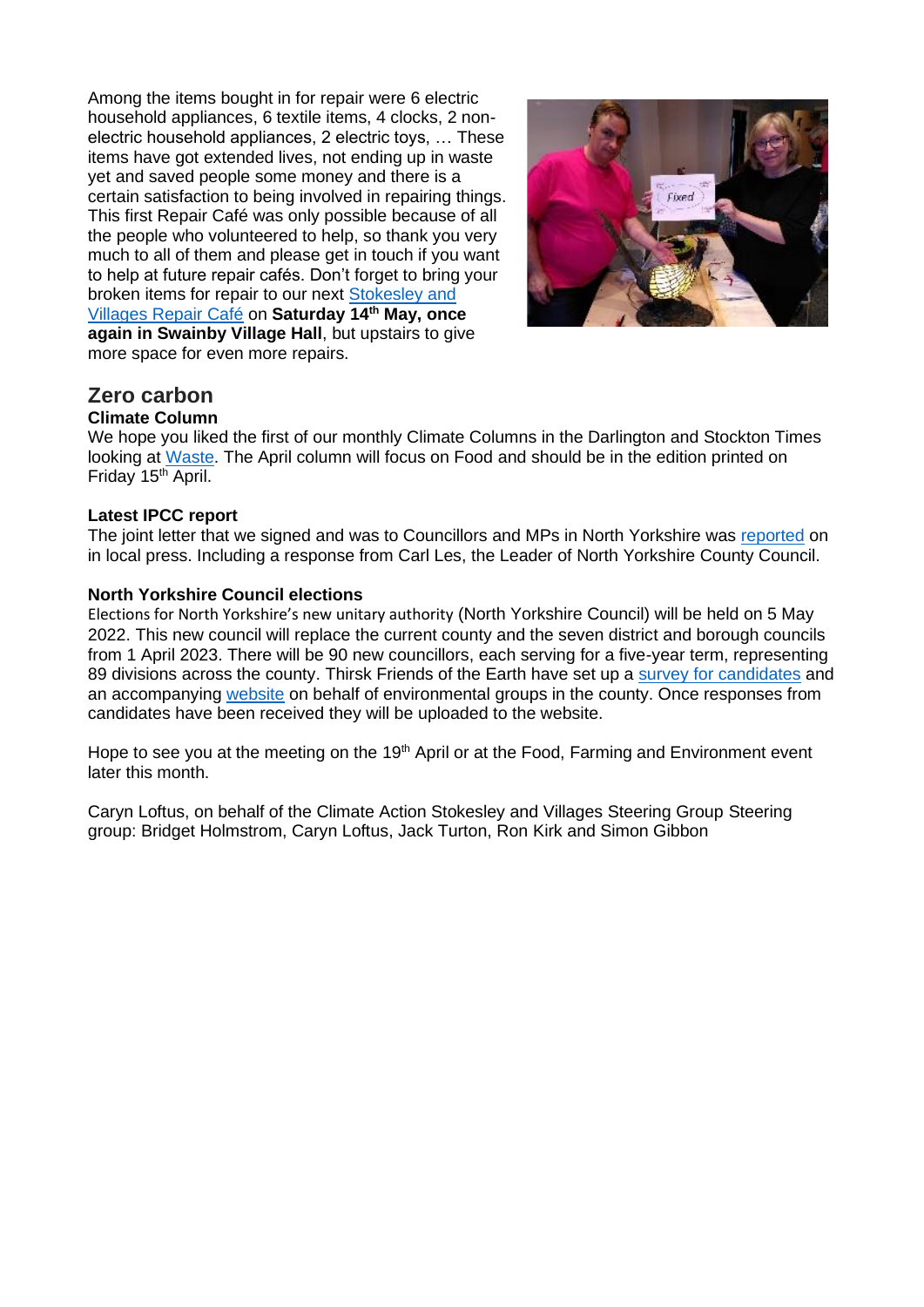Among the items bought in for repair were 6 electric household appliances, 6 textile items, 4 clocks, 2 non-electric household appliances, 2 electric toys, … These items have got extended lives, not ending up in waste yet and saved people some money and there is a certain satisfaction to being involved in repairing things. This first Repair Café was only possible because of all the people who volunteered to help, so thank you very much to all of them and please get in touch if you want to help at future repair cafés. Don't forget to bring your broken items for repair to our next Stokesley and Villages Repair Café on **Saturday 14th May, once again in Swainby Village Hall**, but upstairs to give more space for even more repairs.

## Zero carbon

**Climate Column**

We hope you liked the first of our monthly Climate Columns in the Darlington and Stockton Times looking at Waste. The April column will focus on Food and should be in the edition printed on Friday 15th April.

**Latest IPCC report**

The joint letter that we signed and was to Councillors and MPs in North Yorkshire was reported on in local press. Including a response from Carl Les, the Leader of North Yorkshire County Council.

**North Yorkshire Council elections**

Elections for North Yorkshire's new unitary authority (North Yorkshire Council) will be held on 5 May 2022. This new council will replace the current county and the seven district and borough councils from 1 April 2023. There will be 90 new councillors, each serving for a five-year term, representing 89 divisions across the county. Thirsk Friends of the Earth have set up a survey for candidates and an accompanying website on behalf of environmental groups in the county. Once responses from candidates have been received they will be uploaded to the website.

Hope to see you at the meeting on the 19th April or at the Food, Farming and Environment event later this month.

Caryn Loftus, on behalf of the Climate Action Stokesley and Villages Steering Group Steering group: Bridget Holmstrom, Caryn Loftus, Jack Turton, Ron Kirk and Simon Gibbon